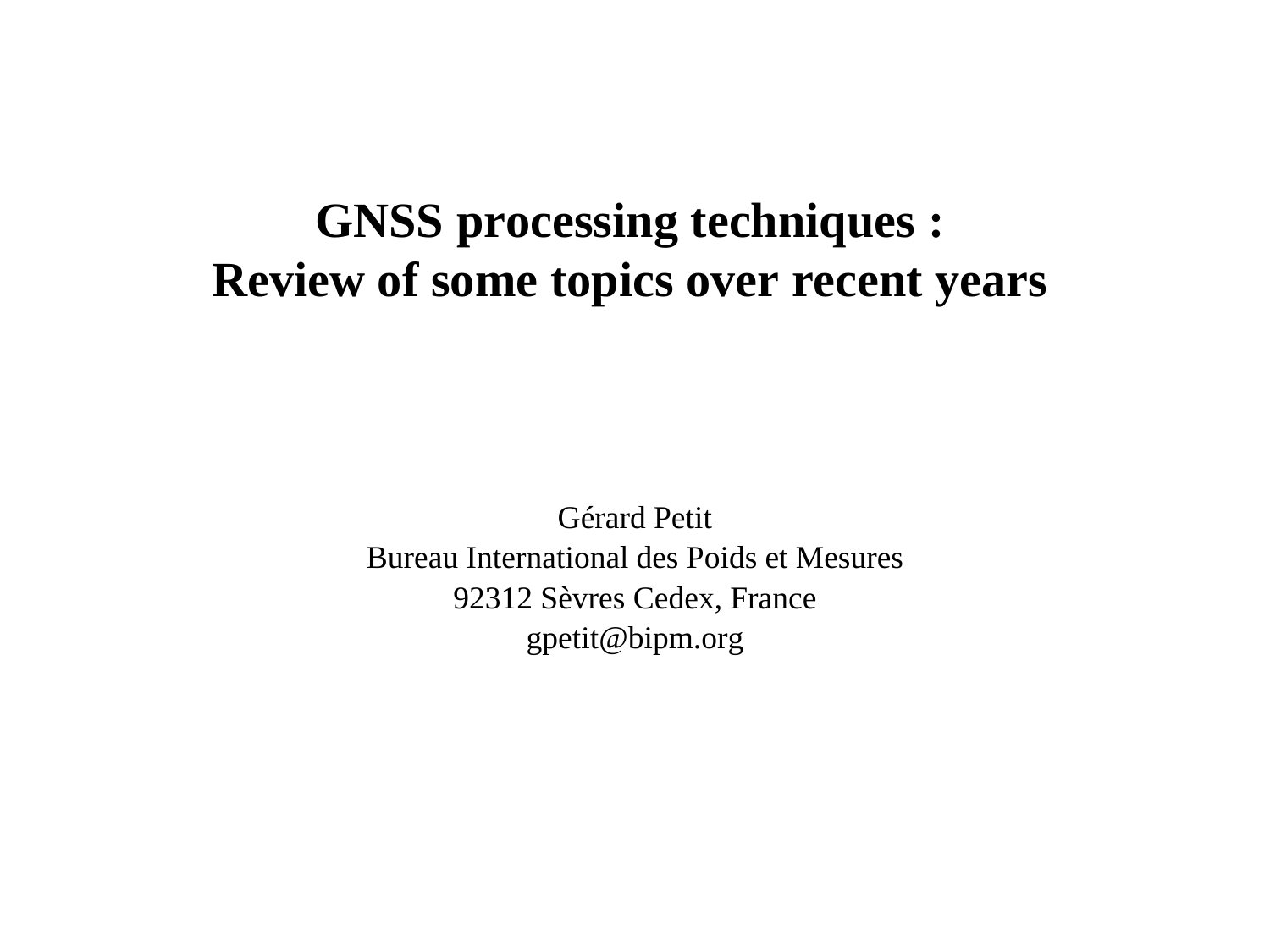# GNSS processing techniques : Review of some topics over recent years

Gérard Petit
Bureau International des Poids et Mesures
92312 Sèvres Cedex, France
gpetit@bipm.org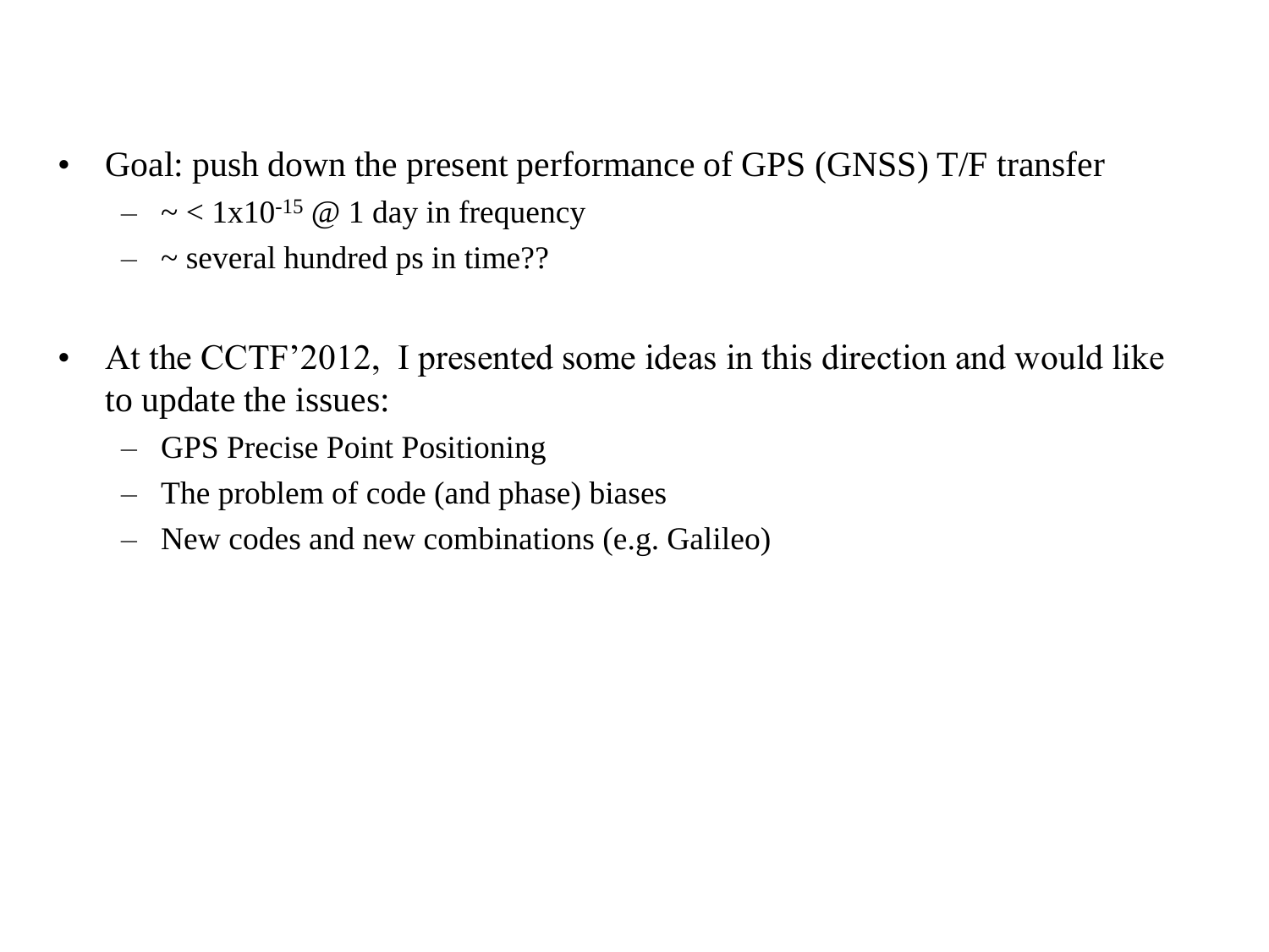- Goal: push down the present performance of GPS (GNSS) T/F transfer
  - ~ < $1 \times 10^{-15}$ @ 1 day in frequency
  - ~ several hundred ps in time??

- At the CCTF'2012, I presented some ideas in this direction and would like to update the issues:
  - GPS Precise Point Positioning
  - The problem of code (and phase) biases
  - New codes and new combinations (e.g. Galileo)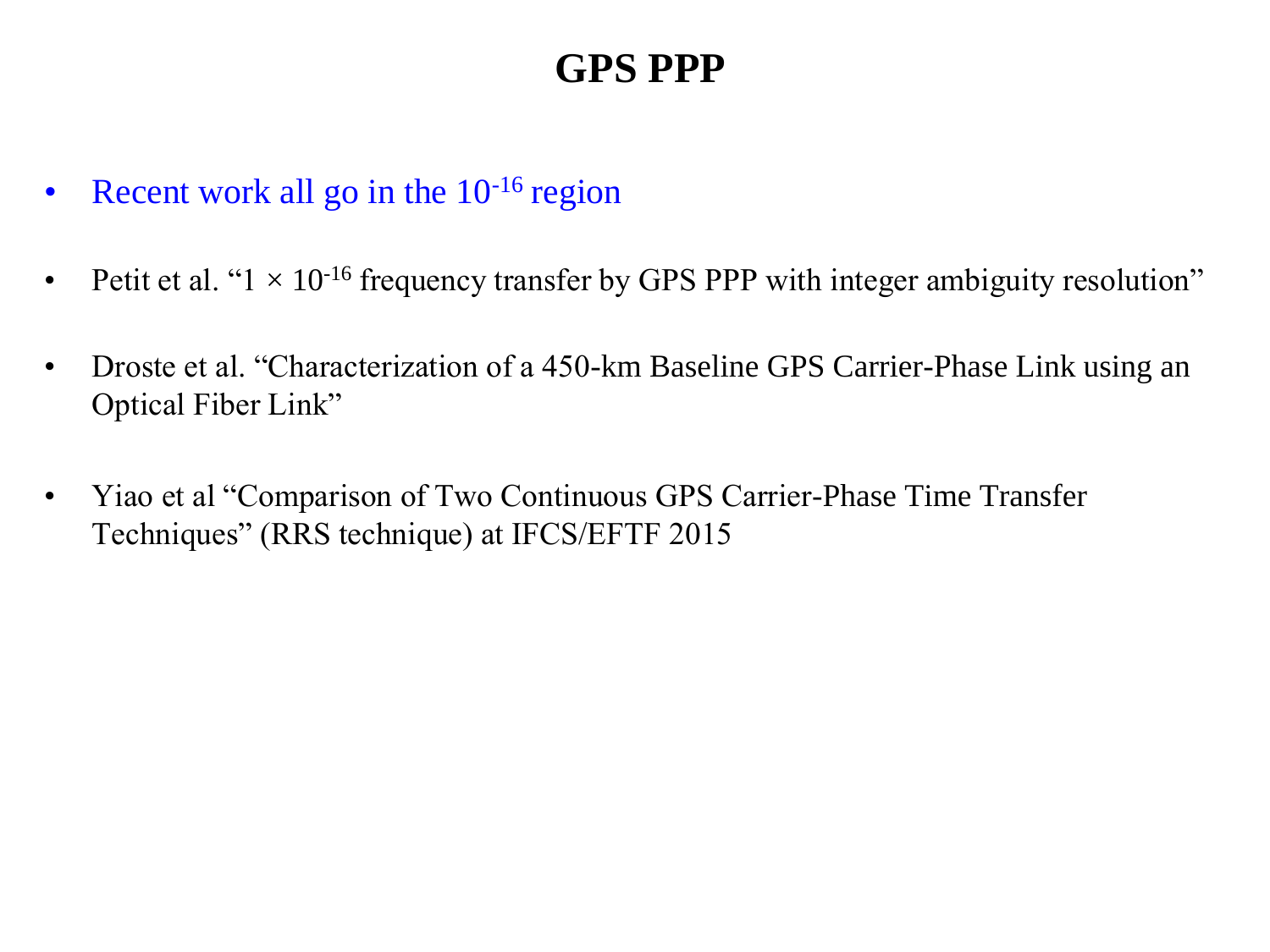# GPS PPP

- Recent work all go in the $10^{-16}$ region
- Petit et al. "$1 \times 10^{-16}$ frequency transfer by GPS PPP with integer ambiguity resolution"
- Droste et al. "Characterization of a 450-km Baseline GPS Carrier-Phase Link using an Optical Fiber Link"
- Yiao et al "Comparison of Two Continuous GPS Carrier-Phase Time Transfer Techniques" (RRS technique) at IFCS/EFTF 2015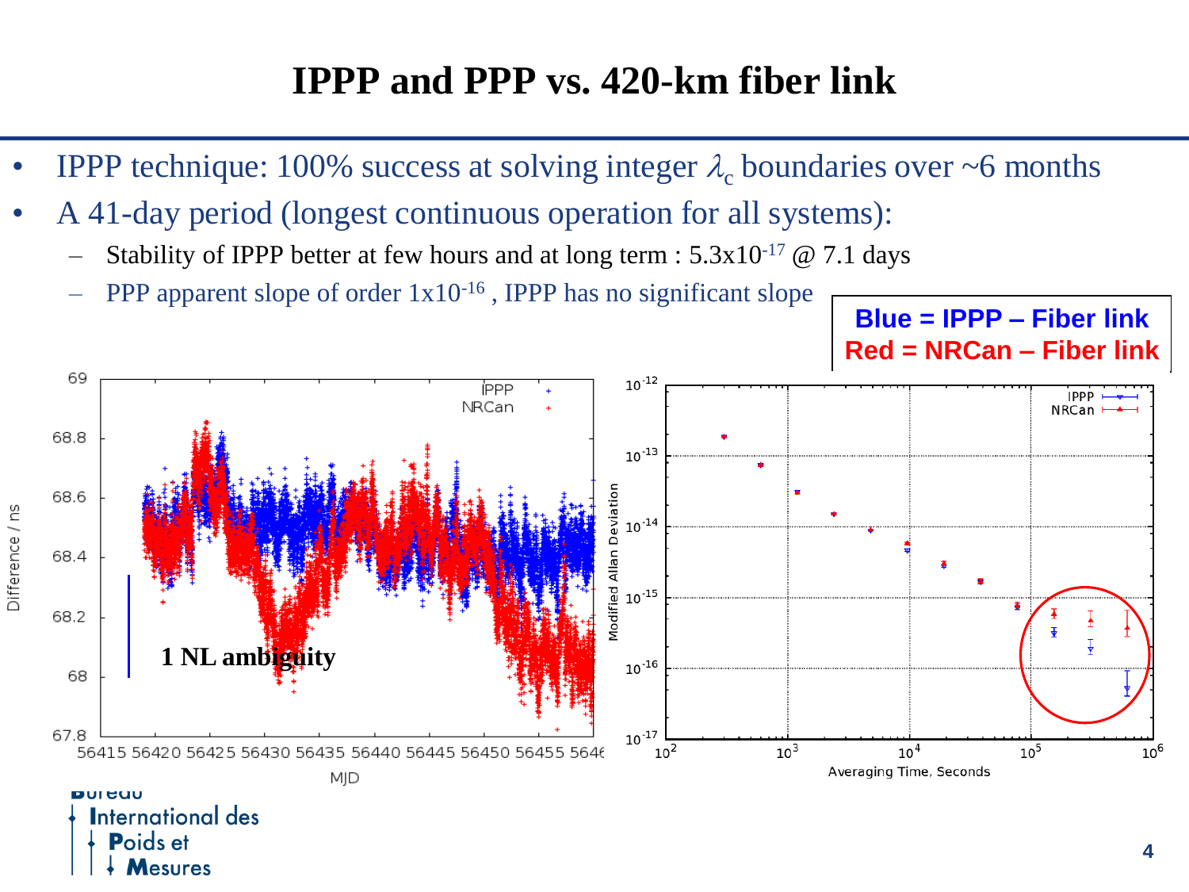# IPPP and PPP vs. 420-km fiber link

- IPPP technique: 100% success at solving integer $\lambda_c$ boundaries over ~6 months
- A 41-day period (longest continuous operation for all systems):
  - Stability of IPPP better at few hours and at long term : $5.3 \times 10^{-17}$ @ 7.1 days
  - PPP apparent slope of order $1 \times 10^{-16}$ , IPPP has no significant slope

**Blue = IPPP – Fiber link**
**Red = NRCan – Fiber link**

1 NL ambiguity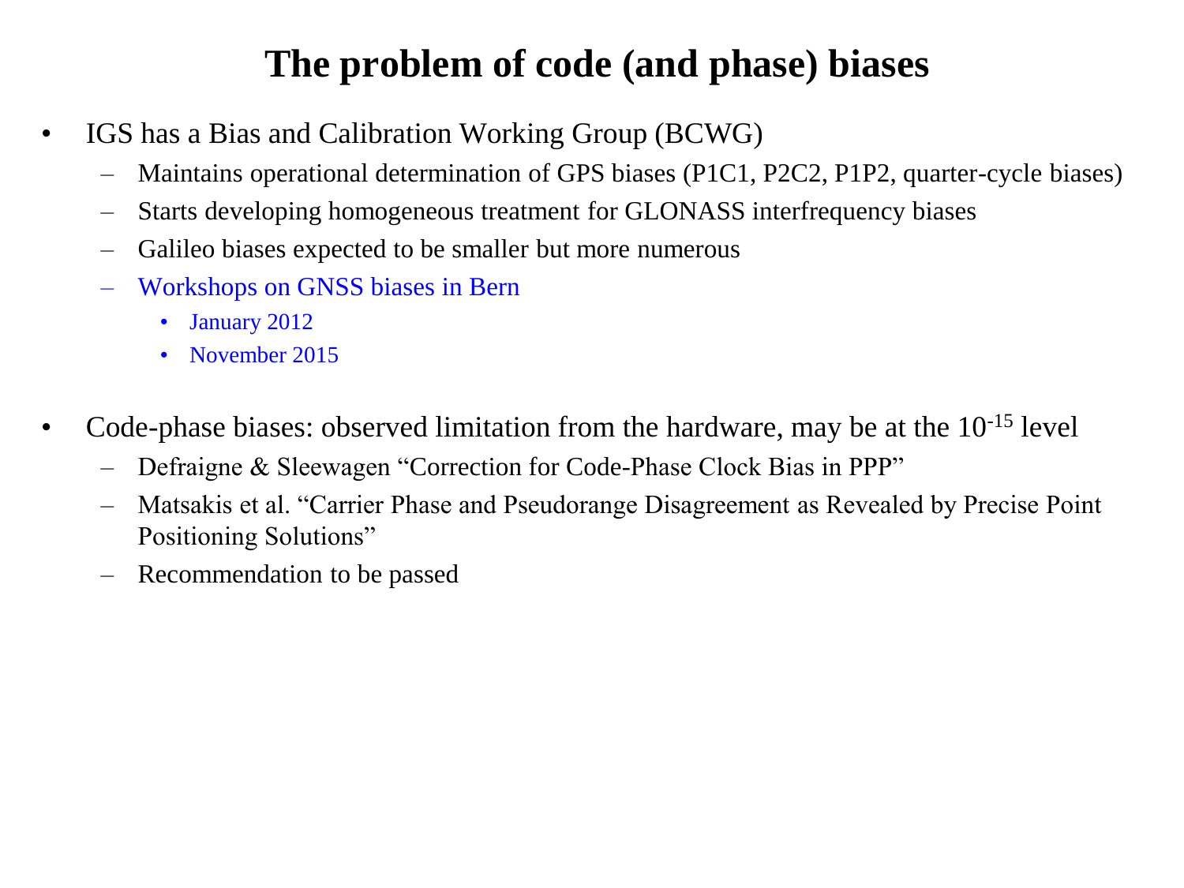# The problem of code (and phase) biases

- IGS has a Bias and Calibration Working Group (BCWG)
  - Maintains operational determination of GPS biases (P1C1, P2C2, P1P2, quarter-cycle biases)
  - Starts developing homogeneous treatment for GLONASS interfrequency biases
  - Galileo biases expected to be smaller but more numerous
  - Workshops on GNSS biases in Bern
    - January 2012
    - November 2015

- Code-phase biases: observed limitation from the hardware, may be at the $10^{-15}$ level
  - Defraigne & Sleewagen "Correction for Code-Phase Clock Bias in PPP"
  - Matsakis et al. "Carrier Phase and Pseudorange Disagreement as Revealed by Precise Point Positioning Solutions"
  - Recommendation to be passed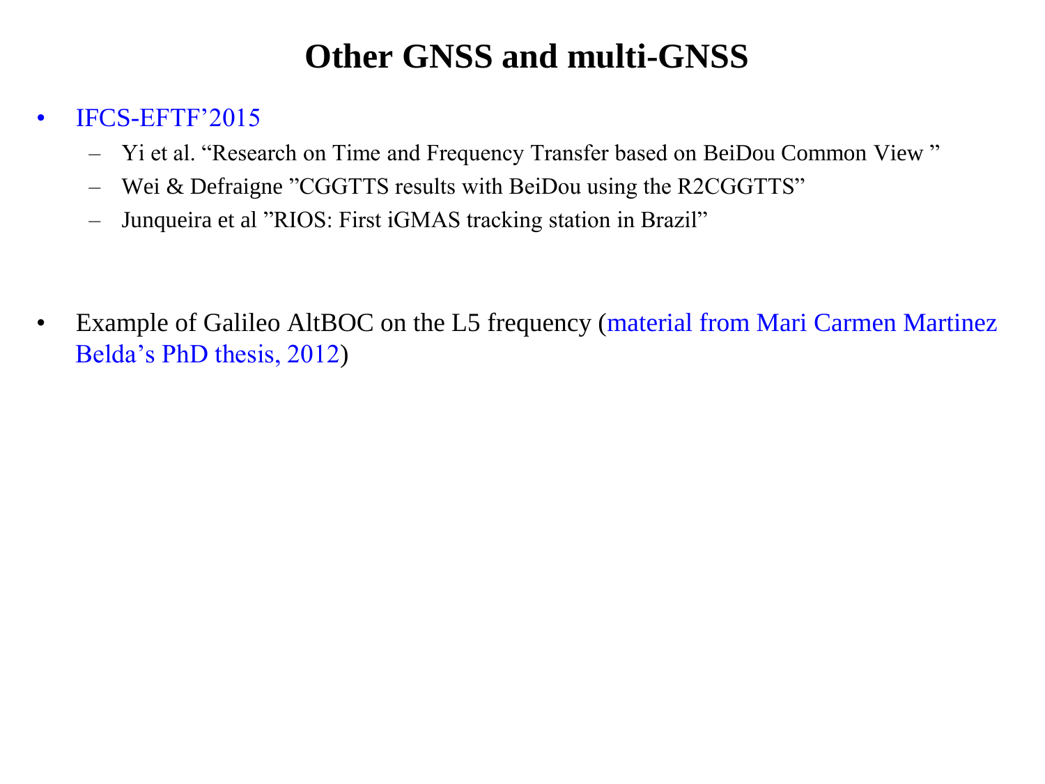# Other GNSS and multi-GNSS

- IFCS-EFTF'2015
  - Yi et al. "Research on Time and Frequency Transfer based on BeiDou Common View "
  - Wei & Defraigne "CGGTTS results with BeiDou using the R2CGGTTS"
  - Junqueira et al "RIOS: First iGMAS tracking station in Brazil"

- Example of Galileo AltBOC on the L5 frequency (material from Mari Carmen Martinez Belda's PhD thesis, 2012)